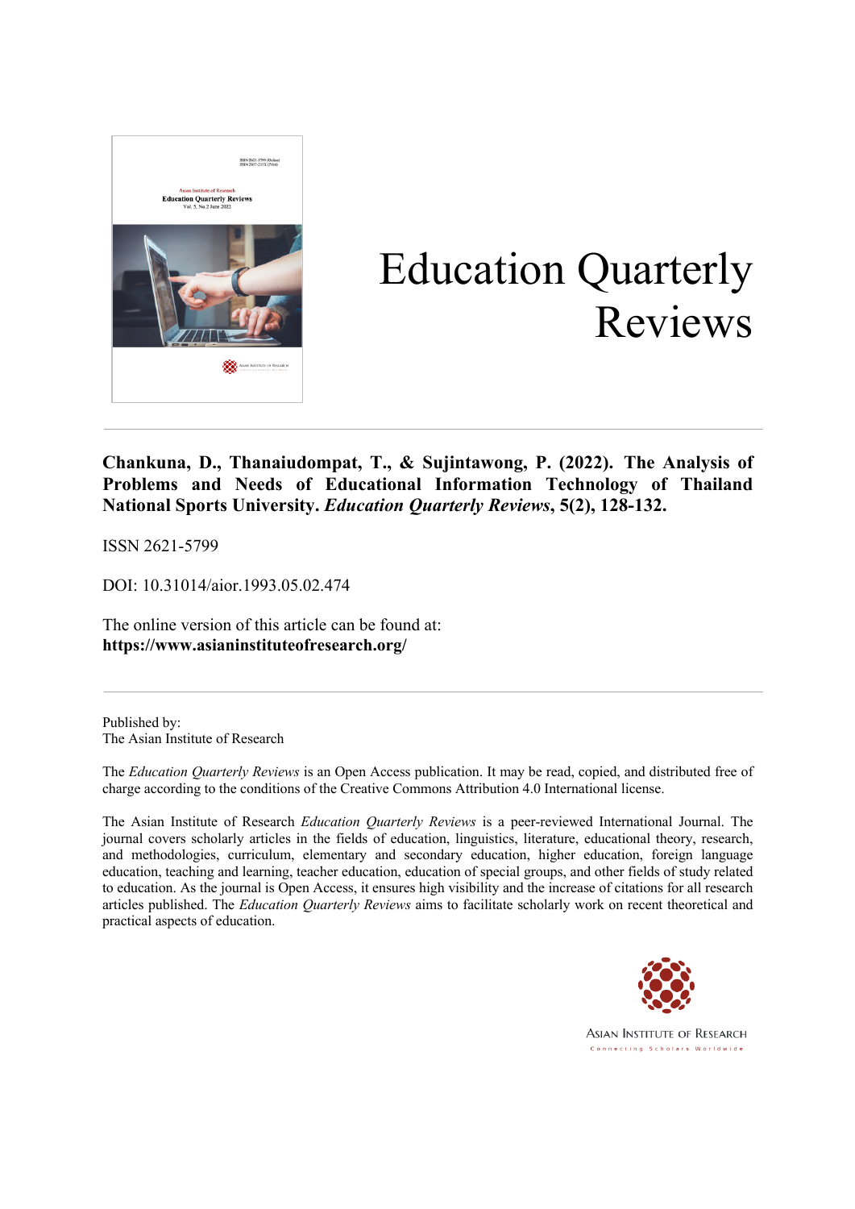# Education Quarterly Reviews

**Chankuna, D., Thanaiudompat, T., & Sujintawong, P. (2022). The Analysis of Problems and Needs of Educational Information Technology of Thailand National Sports University. *Education Quarterly Reviews*, 5(2), 128-132.**

ISSN 2621-5799

DOI: 10.31014/aior.1993.05.02.474

The online version of this article can be found at:
**https://www.asianinstituteofresearch.org/**

Published by:
The Asian Institute of Research

The *Education Quarterly Reviews* is an Open Access publication. It may be read, copied, and distributed free of charge according to the conditions of the Creative Commons Attribution 4.0 International license.

The Asian Institute of Research *Education Quarterly Reviews* is a peer-reviewed International Journal. The journal covers scholarly articles in the fields of education, linguistics, literature, educational theory, research, and methodologies, curriculum, elementary and secondary education, higher education, foreign language education, teaching and learning, teacher education, education of special groups, and other fields of study related to education. As the journal is Open Access, it ensures high visibility and the increase of citations for all research articles published. The *Education Quarterly Reviews* aims to facilitate scholarly work on recent theoretical and practical aspects of education.

Asian Institute of Research
Connecting Scholars Worldwide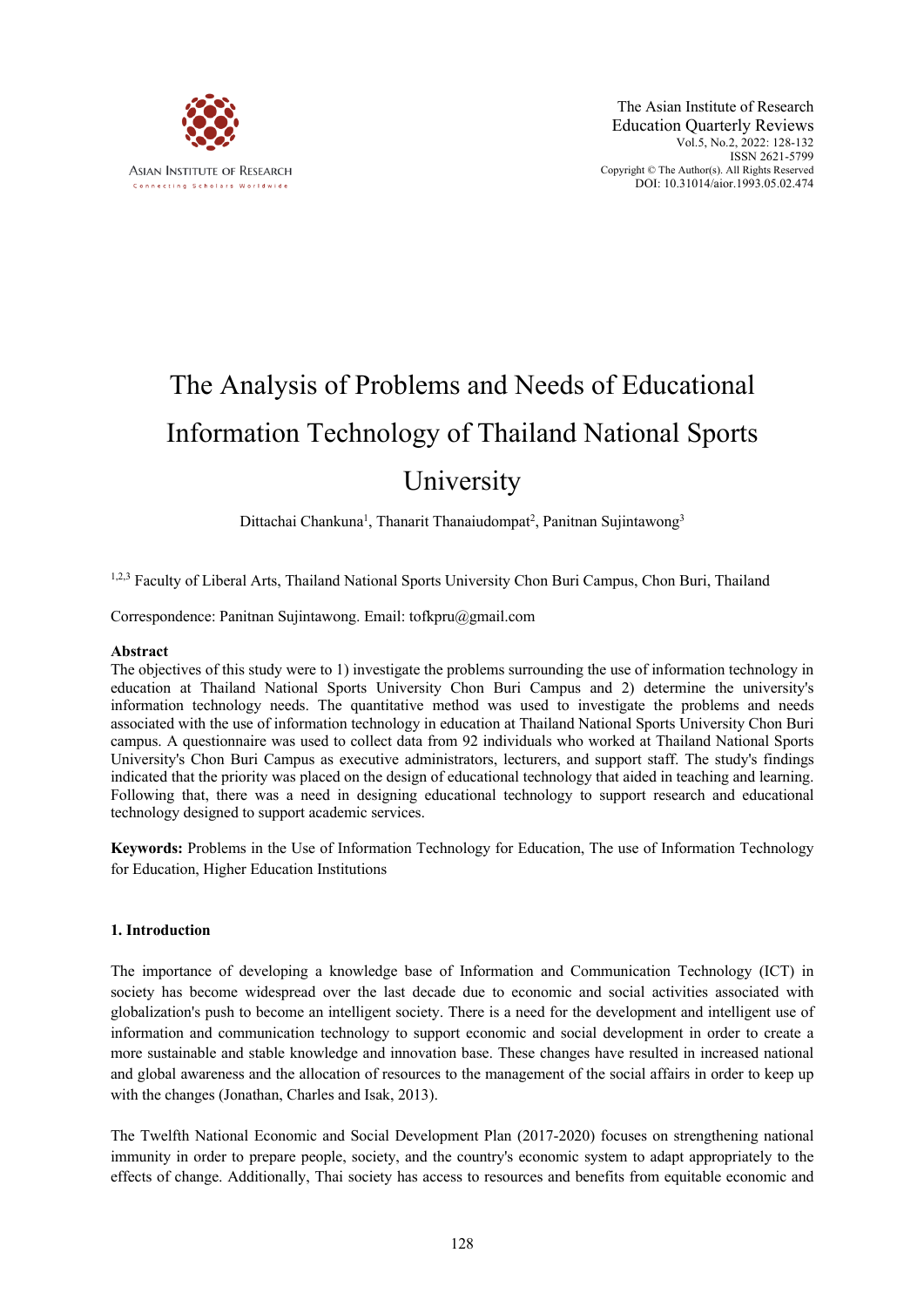# The Analysis of Problems and Needs of Educational Information Technology of Thailand National Sports University

Dittachai Chankuna[1], Thanarit Thanaiudompat[2], Panitnan Sujintawong[3]

[1,2,3] Faculty of Liberal Arts, Thailand National Sports University Chon Buri Campus, Chon Buri, Thailand

Correspondence: Panitnan Sujintawong. Email: tofkpru@gmail.com

## Abstract

The objectives of this study were to 1) investigate the problems surrounding the use of information technology in education at Thailand National Sports University Chon Buri Campus and 2) determine the university's information technology needs. The quantitative method was used to investigate the problems and needs associated with the use of information technology in education at Thailand National Sports University Chon Buri campus. A questionnaire was used to collect data from 92 individuals who worked at Thailand National Sports University's Chon Buri Campus as executive administrators, lecturers, and support staff. The study's findings indicated that the priority was placed on the design of educational technology that aided in teaching and learning. Following that, there was a need in designing educational technology to support research and educational technology designed to support academic services.

**Keywords:** Problems in the Use of Information Technology for Education, The use of Information Technology for Education, Higher Education Institutions

## 1. Introduction

The importance of developing a knowledge base of Information and Communication Technology (ICT) in society has become widespread over the last decade due to economic and social activities associated with globalization's push to become an intelligent society. There is a need for the development and intelligent use of information and communication technology to support economic and social development in order to create a more sustainable and stable knowledge and innovation base. These changes have resulted in increased national and global awareness and the allocation of resources to the management of the social affairs in order to keep up with the changes (Jonathan, Charles and Isak, 2013).

The Twelfth National Economic and Social Development Plan (2017-2020) focuses on strengthening national immunity in order to prepare people, society, and the country's economic system to adapt appropriately to the effects of change. Additionally, Thai society has access to resources and benefits from equitable economic and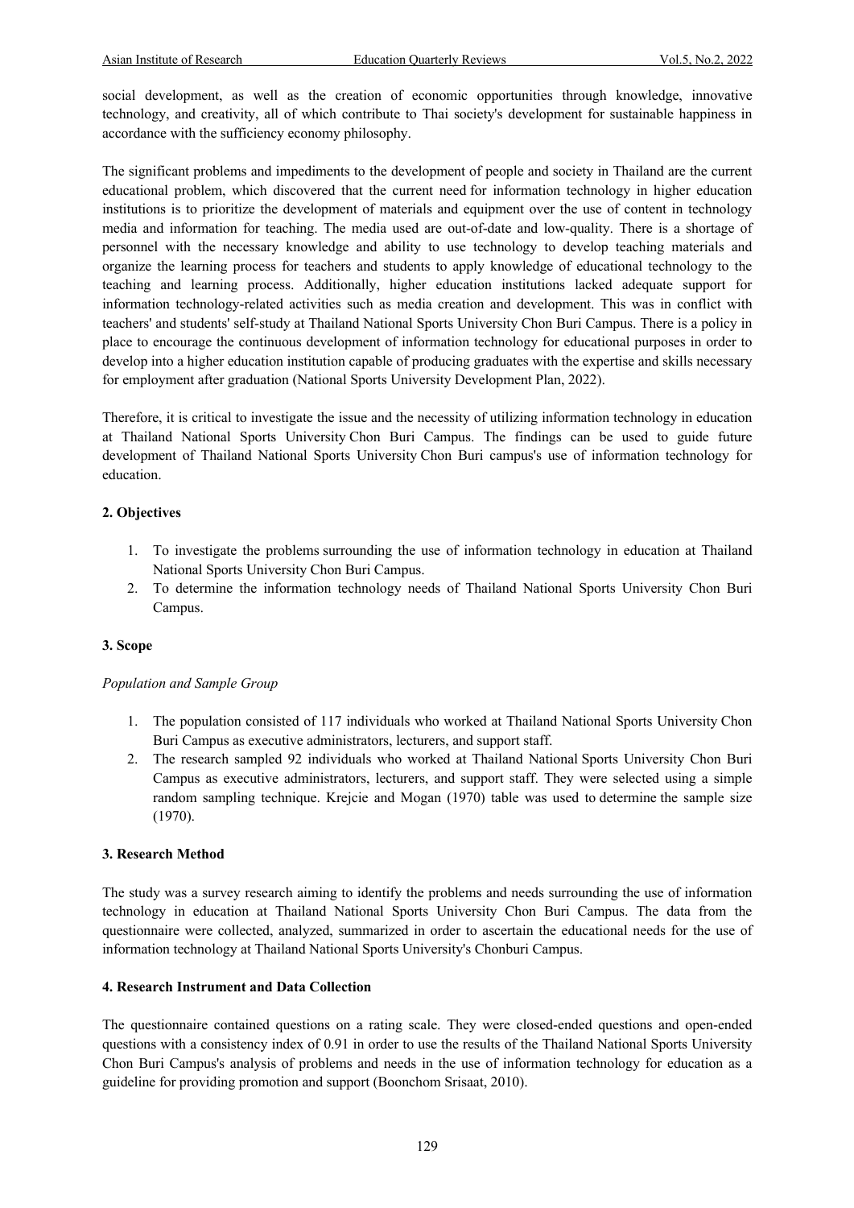social development, as well as the creation of economic opportunities through knowledge, innovative technology, and creativity, all of which contribute to Thai society's development for sustainable happiness in accordance with the sufficiency economy philosophy.

The significant problems and impediments to the development of people and society in Thailand are the current educational problem, which discovered that the current need for information technology in higher education institutions is to prioritize the development of materials and equipment over the use of content in technology media and information for teaching. The media used are out-of-date and low-quality. There is a shortage of personnel with the necessary knowledge and ability to use technology to develop teaching materials and organize the learning process for teachers and students to apply knowledge of educational technology to the teaching and learning process. Additionally, higher education institutions lacked adequate support for information technology-related activities such as media creation and development. This was in conflict with teachers' and students' self-study at Thailand National Sports University Chon Buri Campus. There is a policy in place to encourage the continuous development of information technology for educational purposes in order to develop into a higher education institution capable of producing graduates with the expertise and skills necessary for employment after graduation (National Sports University Development Plan, 2022).

Therefore, it is critical to investigate the issue and the necessity of utilizing information technology in education at Thailand National Sports University Chon Buri Campus. The findings can be used to guide future development of Thailand National Sports University Chon Buri campus's use of information technology for education.

## 2. Objectives

1. To investigate the problems surrounding the use of information technology in education at Thailand National Sports University Chon Buri Campus.
2. To determine the information technology needs of Thailand National Sports University Chon Buri Campus.

## 3. Scope

*Population and Sample Group*

1. The population consisted of 117 individuals who worked at Thailand National Sports University Chon Buri Campus as executive administrators, lecturers, and support staff.
2. The research sampled 92 individuals who worked at Thailand National Sports University Chon Buri Campus as executive administrators, lecturers, and support staff. They were selected using a simple random sampling technique. Krejcie and Mogan (1970) table was used to determine the sample size (1970).

## 3. Research Method

The study was a survey research aiming to identify the problems and needs surrounding the use of information technology in education at Thailand National Sports University Chon Buri Campus. The data from the questionnaire were collected, analyzed, summarized in order to ascertain the educational needs for the use of information technology at Thailand National Sports University's Chonburi Campus.

## 4. Research Instrument and Data Collection

The questionnaire contained questions on a rating scale. They were closed-ended questions and open-ended questions with a consistency index of 0.91 in order to use the results of the Thailand National Sports University Chon Buri Campus's analysis of problems and needs in the use of information technology for education as a guideline for providing promotion and support (Boonchom Srisaat, 2010).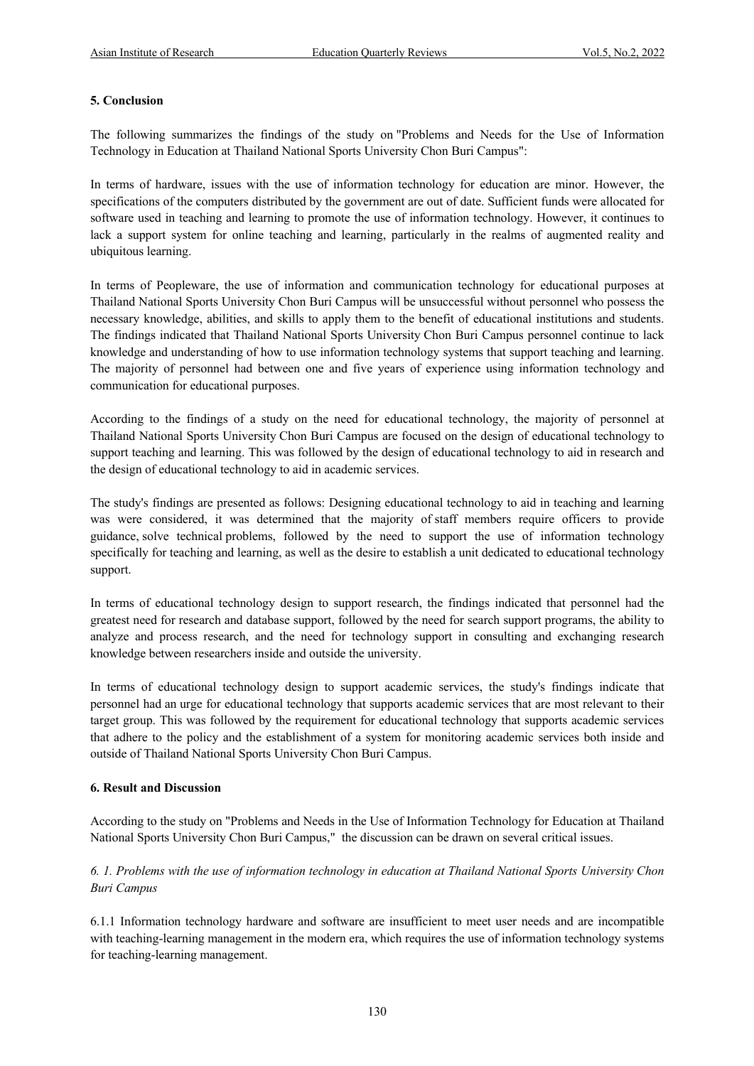## 5. Conclusion

The following summarizes the findings of the study on "Problems and Needs for the Use of Information Technology in Education at Thailand National Sports University Chon Buri Campus":

In terms of hardware, issues with the use of information technology for education are minor. However, the specifications of the computers distributed by the government are out of date. Sufficient funds were allocated for software used in teaching and learning to promote the use of information technology. However, it continues to lack a support system for online teaching and learning, particularly in the realms of augmented reality and ubiquitous learning.

In terms of Peopleware, the use of information and communication technology for educational purposes at Thailand National Sports University Chon Buri Campus will be unsuccessful without personnel who possess the necessary knowledge, abilities, and skills to apply them to the benefit of educational institutions and students. The findings indicated that Thailand National Sports University Chon Buri Campus personnel continue to lack knowledge and understanding of how to use information technology systems that support teaching and learning. The majority of personnel had between one and five years of experience using information technology and communication for educational purposes.

According to the findings of a study on the need for educational technology, the majority of personnel at Thailand National Sports University Chon Buri Campus are focused on the design of educational technology to support teaching and learning. This was followed by the design of educational technology to aid in research and the design of educational technology to aid in academic services.

The study's findings are presented as follows: Designing educational technology to aid in teaching and learning was were considered, it was determined that the majority of staff members require officers to provide guidance, solve technical problems, followed by the need to support the use of information technology specifically for teaching and learning, as well as the desire to establish a unit dedicated to educational technology support.

In terms of educational technology design to support research, the findings indicated that personnel had the greatest need for research and database support, followed by the need for search support programs, the ability to analyze and process research, and the need for technology support in consulting and exchanging research knowledge between researchers inside and outside the university.

In terms of educational technology design to support academic services, the study's findings indicate that personnel had an urge for educational technology that supports academic services that are most relevant to their target group. This was followed by the requirement for educational technology that supports academic services that adhere to the policy and the establishment of a system for monitoring academic services both inside and outside of Thailand National Sports University Chon Buri Campus.

## 6. Result and Discussion

According to the study on "Problems and Needs in the Use of Information Technology for Education at Thailand National Sports University Chon Buri Campus," the discussion can be drawn on several critical issues.

### *6. 1. Problems with the use of information technology in education at Thailand National Sports University Chon Buri Campus*

6.1.1 Information technology hardware and software are insufficient to meet user needs and are incompatible with teaching-learning management in the modern era, which requires the use of information technology systems for teaching-learning management.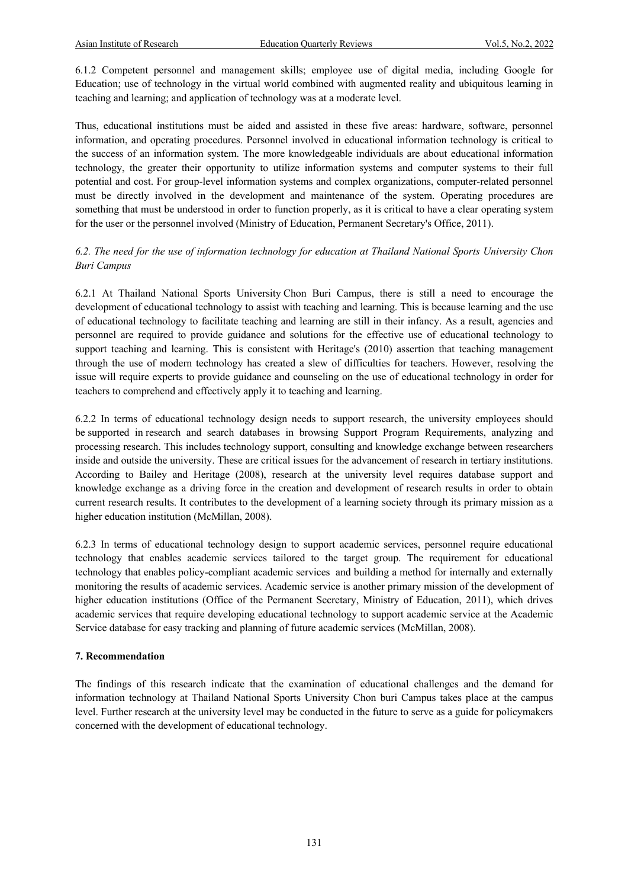6.1.2 Competent personnel and management skills; employee use of digital media, including Google for Education; use of technology in the virtual world combined with augmented reality and ubiquitous learning in teaching and learning; and application of technology was at a moderate level.

Thus, educational institutions must be aided and assisted in these five areas: hardware, software, personnel information, and operating procedures. Personnel involved in educational information technology is critical to the success of an information system. The more knowledgeable individuals are about educational information technology, the greater their opportunity to utilize information systems and computer systems to their full potential and cost. For group-level information systems and complex organizations, computer-related personnel must be directly involved in the development and maintenance of the system. Operating procedures are something that must be understood in order to function properly, as it is critical to have a clear operating system for the user or the personnel involved (Ministry of Education, Permanent Secretary's Office, 2011).

### *6.2. The need for the use of information technology for education at Thailand National Sports University Chon Buri Campus*

6.2.1 At Thailand National Sports University Chon Buri Campus, there is still a need to encourage the development of educational technology to assist with teaching and learning. This is because learning and the use of educational technology to facilitate teaching and learning are still in their infancy. As a result, agencies and personnel are required to provide guidance and solutions for the effective use of educational technology to support teaching and learning. This is consistent with Heritage's (2010) assertion that teaching management through the use of modern technology has created a slew of difficulties for teachers. However, resolving the issue will require experts to provide guidance and counseling on the use of educational technology in order for teachers to comprehend and effectively apply it to teaching and learning.

6.2.2 In terms of educational technology design needs to support research, the university employees should be supported in research and search databases in browsing Support Program Requirements, analyzing and processing research. This includes technology support, consulting and knowledge exchange between researchers inside and outside the university. These are critical issues for the advancement of research in tertiary institutions. According to Bailey and Heritage (2008), research at the university level requires database support and knowledge exchange as a driving force in the creation and development of research results in order to obtain current research results. It contributes to the development of a learning society through its primary mission as a higher education institution (McMillan, 2008).

6.2.3 In terms of educational technology design to support academic services, personnel require educational technology that enables academic services tailored to the target group. The requirement for educational technology that enables policy-compliant academic services and building a method for internally and externally monitoring the results of academic services. Academic service is another primary mission of the development of higher education institutions (Office of the Permanent Secretary, Ministry of Education, 2011), which drives academic services that require developing educational technology to support academic service at the Academic Service database for easy tracking and planning of future academic services (McMillan, 2008).

## 7. Recommendation

The findings of this research indicate that the examination of educational challenges and the demand for information technology at Thailand National Sports University Chon buri Campus takes place at the campus level. Further research at the university level may be conducted in the future to serve as a guide for policymakers concerned with the development of educational technology.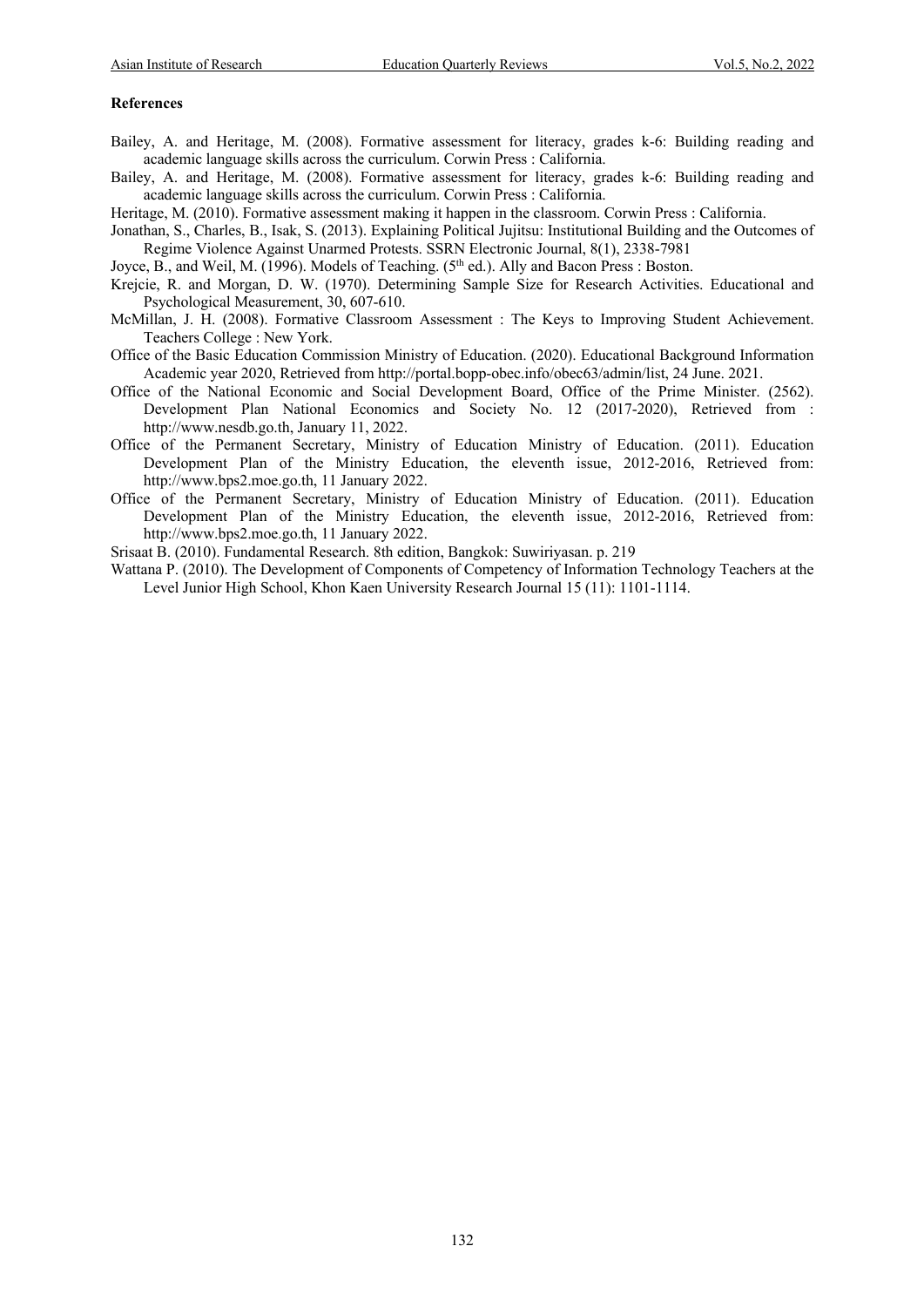**References**

Bailey, A. and Heritage, M. (2008). Formative assessment for literacy, grades k-6: Building reading and academic language skills across the curriculum. Corwin Press : California.

Bailey, A. and Heritage, M. (2008). Formative assessment for literacy, grades k-6: Building reading and academic language skills across the curriculum. Corwin Press : California.

Heritage, M. (2010). Formative assessment making it happen in the classroom. Corwin Press : California.

Jonathan, S., Charles, B., Isak, S. (2013). Explaining Political Jujitsu: Institutional Building and the Outcomes of Regime Violence Against Unarmed Protests. SSRN Electronic Journal, 8(1), 2338-7981

Joyce, B., and Weil, M. (1996). Models of Teaching. (5th ed.). Ally and Bacon Press : Boston.

Krejcie, R. and Morgan, D. W. (1970). Determining Sample Size for Research Activities. Educational and Psychological Measurement, 30, 607-610.

McMillan, J. H. (2008). Formative Classroom Assessment : The Keys to Improving Student Achievement. Teachers College : New York.

Office of the Basic Education Commission Ministry of Education. (2020). Educational Background Information Academic year 2020, Retrieved from http://portal.bopp-obec.info/obec63/admin/list, 24 June. 2021.

Office of the National Economic and Social Development Board, Office of the Prime Minister. (2562). Development Plan National Economics and Society No. 12 (2017-2020), Retrieved from : http://www.nesdb.go.th, January 11, 2022.

Office of the Permanent Secretary, Ministry of Education Ministry of Education. (2011). Education Development Plan of the Ministry Education, the eleventh issue, 2012-2016, Retrieved from: http://www.bps2.moe.go.th, 11 January 2022.

Office of the Permanent Secretary, Ministry of Education Ministry of Education. (2011). Education Development Plan of the Ministry Education, the eleventh issue, 2012-2016, Retrieved from: http://www.bps2.moe.go.th, 11 January 2022.

Srisaat B. (2010). Fundamental Research. 8th edition, Bangkok: Suwiriyasan. p. 219

Wattana P. (2010). The Development of Components of Competency of Information Technology Teachers at the Level Junior High School, Khon Kaen University Research Journal 15 (11): 1101-1114.